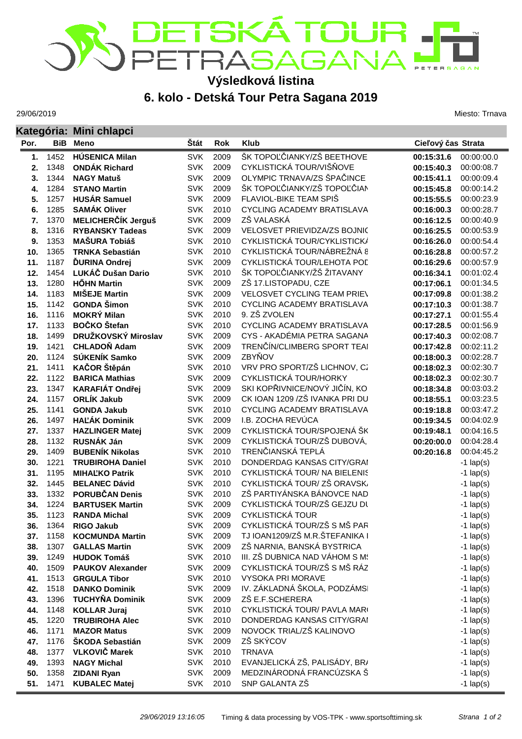# DETSKÁ TOUR PETRA SAGANA

## Výsledková listina

## 6. kolo - Detská Tour Petra Sagana 2019

29/06/2019

Miesto: Trnava

### Kategória: Mini chlapci

| Por. | BiB | Meno | Štát | Rok | Klub | Cieľový čas | Strata |
|---|---|---|---|---|---|---|---|
| 1. | 1452 | **HÚSENICA Milan** | SVK | 2009 | ŠK TOPOĽČIANKY/ZŠ BEETHOVE | **00:15:31.6** | 00:00:00.0 |
| 2. | 1348 | **ONDÁK Richard** | SVK | 2009 | CYKLISTICKÁ TOUR/VIŠŇOVE | **00:15:40.3** | 00:00:08.7 |
| 3. | 1344 | **NAGY Matuš** | SVK | 2009 | OLYMPIC TRNAVA/ZS ŠPAČINCE | **00:15:41.1** | 00:00:09.4 |
| 4. | 1284 | **STANO Martin** | SVK | 2009 | ŠK TOPOĽČIANKY/ZŠ TOPOĽČIAN | **00:15:45.8** | 00:00:14.2 |
| 5. | 1257 | **HUSÁR Samuel** | SVK | 2009 | FLAVIOL-BIKE TEAM SPIŠ | **00:15:55.5** | 00:00:23.9 |
| 6. | 1285 | **SAMÁK Oliver** | SVK | 2010 | CYCLING ACADEMY BRATISLAVA | **00:16:00.3** | 00:00:28.7 |
| 7. | 1370 | **MELICHERČÍK Jerguš** | SVK | 2009 | ZŠ VALASKÁ | **00:16:12.5** | 00:00:40.9 |
| 8. | 1316 | **RYBANSKY Tadeas** | SVK | 2009 | VELOSVET PRIEVIDZA/ZS BOJNIC | **00:16:25.5** | 00:00:53.9 |
| 9. | 1353 | **MAŠURA Tobiáš** | SVK | 2010 | CYKLISTICKÁ TOUR/CYKLISTICKÁ | **00:16:26.0** | 00:00:54.4 |
| 10. | 1365 | **TRNKA Sebastián** | SVK | 2010 | CYKLISTICKÁ TOUR/NÁBREŽNÁ 8 | **00:16:28.8** | 00:00:57.2 |
| 11. | 1187 | **ĎURINA Ondrej** | SVK | 2009 | CYKLISTICKÁ TOUR/LEHOTA POD | **00:16:29.6** | 00:00:57.9 |
| 12. | 1454 | **LUKÁČ Dušan Dario** | SVK | 2010 | ŠK TOPOĽČIANKY/ZŠ ŽITAVANY | **00:16:34.1** | 00:01:02.4 |
| 13. | 1280 | **HŐHN Martin** | SVK | 2009 | ZŠ 17.LISTOPADU, CZE | **00:17:06.1** | 00:01:34.5 |
| 14. | 1183 | **MIŠEJE Martin** | SVK | 2009 | VELOSVET CYCLING TEAM PRIEV | **00:17:09.8** | 00:01:38.2 |
| 15. | 1142 | **GONDA Šimon** | SVK | 2010 | CYCLING ACADEMY BRATISLAVA | **00:17:10.3** | 00:01:38.7 |
| 16. | 1116 | **MOKRÝ Milan** | SVK | 2010 | 9. ZŠ ZVOLEN | **00:17:27.1** | 00:01:55.4 |
| 17. | 1133 | **BOČKO Štefan** | SVK | 2010 | CYCLING ACADEMY BRATISLAVA | **00:17:28.5** | 00:01:56.9 |
| 18. | 1499 | **DRUŽKOVSKÝ Miroslav** | SVK | 2009 | CYS - AKADÉMIA PETRA SAGANA | **00:17:40.3** | 00:02:08.7 |
| 19. | 1421 | **CHLADOŇ Adam** | SVK | 2009 | TRENČÍN/CLIMBERG SPORT TEAI | **00:17:42.8** | 00:02:11.2 |
| 20. | 1124 | **SÚKENÍK Samko** | SVK | 2009 | ZBYŇOV | **00:18:00.3** | 00:02:28.7 |
| 21. | 1411 | **KAČOR Štěpán** | SVK | 2010 | VRV PRO SPORT/ZŠ LICHNOV, CZ | **00:18:02.3** | 00:02:30.7 |
| 22. | 1122 | **BARICA Mathias** | SVK | 2009 | CYKLISTICKÁ TOUR/HORKY | **00:18:02.3** | 00:02:30.7 |
| 23. | 1347 | **KARAFIÁT Ondřej** | SVK | 2009 | SKI KOPŘIVNICE/NOVÝ JIČÍN, KO | **00:18:34.8** | 00:03:03.2 |
| 24. | 1157 | **ORLÍK Jakub** | SVK | 2009 | CK IOAN 1209 /ZŠ IVANKA PRI DU | **00:18:55.1** | 00:03:23.5 |
| 25. | 1141 | **GONDA Jakub** | SVK | 2010 | CYCLING ACADEMY BRATISLAVA | **00:19:18.8** | 00:03:47.2 |
| 26. | 1497 | **HAĽÁK Dominik** | SVK | 2009 | I.B. ZOCHA REVÚCA | **00:19:34.5** | 00:04:02.9 |
| 27. | 1337 | **HAZLINGER Matej** | SVK | 2009 | CYKLISTICKÁ TOUR/SPOJENÁ ŠK | **00:19:48.1** | 00:04:16.5 |
| 28. | 1132 | **RUSNÁK Ján** | SVK | 2009 | CYKLISTICKÁ TOUR/ZŠ DUBOVÁ, | **00:20:00.0** | 00:04:28.4 |
| 29. | 1409 | **BUBENÍK Nikolas** | SVK | 2010 | TRENČIANSKÁ TEPLÁ | **00:20:16.8** | 00:04:45.2 |
| 30. | 1221 | **TRUBIROHA Daniel** | SVK | 2010 | DONDERDAG KANSAS CITY/GRAI | | -1 lap(s) |
| 31. | 1195 | **MIHAĽKO Patrik** | SVK | 2010 | CYKLISTICKÁ TOUR/ NA BIELENIS | | -1 lap(s) |
| 32. | 1445 | **BELANEC Dávid** | SVK | 2010 | CYKLISTICKÁ TOUR/ ZŠ ORAVSK | | -1 lap(s) |
| 33. | 1332 | **PORUBČAN Denis** | SVK | 2010 | ZŠ PARTIYÁNSKA BÁNOVCE NAD | | -1 lap(s) |
| 34. | 1224 | **BARTUSEK Martin** | SVK | 2009 | CYKLISTICKÁ TOUR/ZŠ GEJZU DI | | -1 lap(s) |
| 35. | 1123 | **RANDA Michal** | SVK | 2009 | CYKLISTICKÁ TOUR | | -1 lap(s) |
| 36. | 1364 | **RIGO Jakub** | SVK | 2009 | CYKLISTICKÁ TOUR/ZŠ S MŠ PAR | | -1 lap(s) |
| 37. | 1158 | **KOCMUNDA Martin** | SVK | 2009 | TJ IOAN1209/ZŠ M.R.ŠTEFANIKA I | | -1 lap(s) |
| 38. | 1307 | **GALLAS Martin** | SVK | 2009 | ZŠ NARNIA, BANSKÁ BYSTRICA | | -1 lap(s) |
| 39. | 1249 | **HUDOK Tomáš** | SVK | 2010 | III. ZŠ DUBNICA NAD VÁHOM S M | | -1 lap(s) |
| 40. | 1509 | **PAUKOV Alexander** | SVK | 2009 | CYKLISTICKÁ TOUR/ZŠ S MŠ RÁZ | | -1 lap(s) |
| 41. | 1513 | **GRGULA Tibor** | SVK | 2010 | VYSOKA PRI MORAVE | | -1 lap(s) |
| 42. | 1518 | **DANKO Dominik** | SVK | 2009 | IV. ZÁKLADNÁ ŠKOLA, PODZÁMSI | | -1 lap(s) |
| 43. | 1396 | **TUCHYŇA Dominik** | SVK | 2009 | ZŠ E.F.SCHERERA | | -1 lap(s) |
| 44. | 1148 | **KOLLAR Juraj** | SVK | 2010 | CYKLISTICKÁ TOUR/ PAVLA MAR | | -1 lap(s) |
| 45. | 1220 | **TRUBIROHA Alec** | SVK | 2010 | DONDERDAG KANSAS CITY/GRAI | | -1 lap(s) |
| 46. | 1171 | **MAZOR Matus** | SVK | 2009 | NOVOCK TRIAL/ZŠ KALINOVO | | -1 lap(s) |
| 47. | 1176 | **ŠKODA Sebastián** | SVK | 2009 | ZŠ SKÝCOV | | -1 lap(s) |
| 48. | 1377 | **VLKOVIČ Marek** | SVK | 2010 | TRNAVA | | -1 lap(s) |
| 49. | 1393 | **NAGY Michal** | SVK | 2010 | EVANJELICKÁ ZŠ, PALISÁDY, BR | | -1 lap(s) |
| 50. | 1358 | **ZIDANI Ryan** | SVK | 2009 | MEDZINÁRODNÁ FRANCÚZSKA Š | | -1 lap(s) |
| 51. | 1471 | **KUBALEC Matej** | SVK | 2010 | SNP GALANTA ZŠ | | -1 lap(s) |

*29/06/2019 13:16:05* Timing & data processing by VOS-TPK - www.sportsofttiming.sk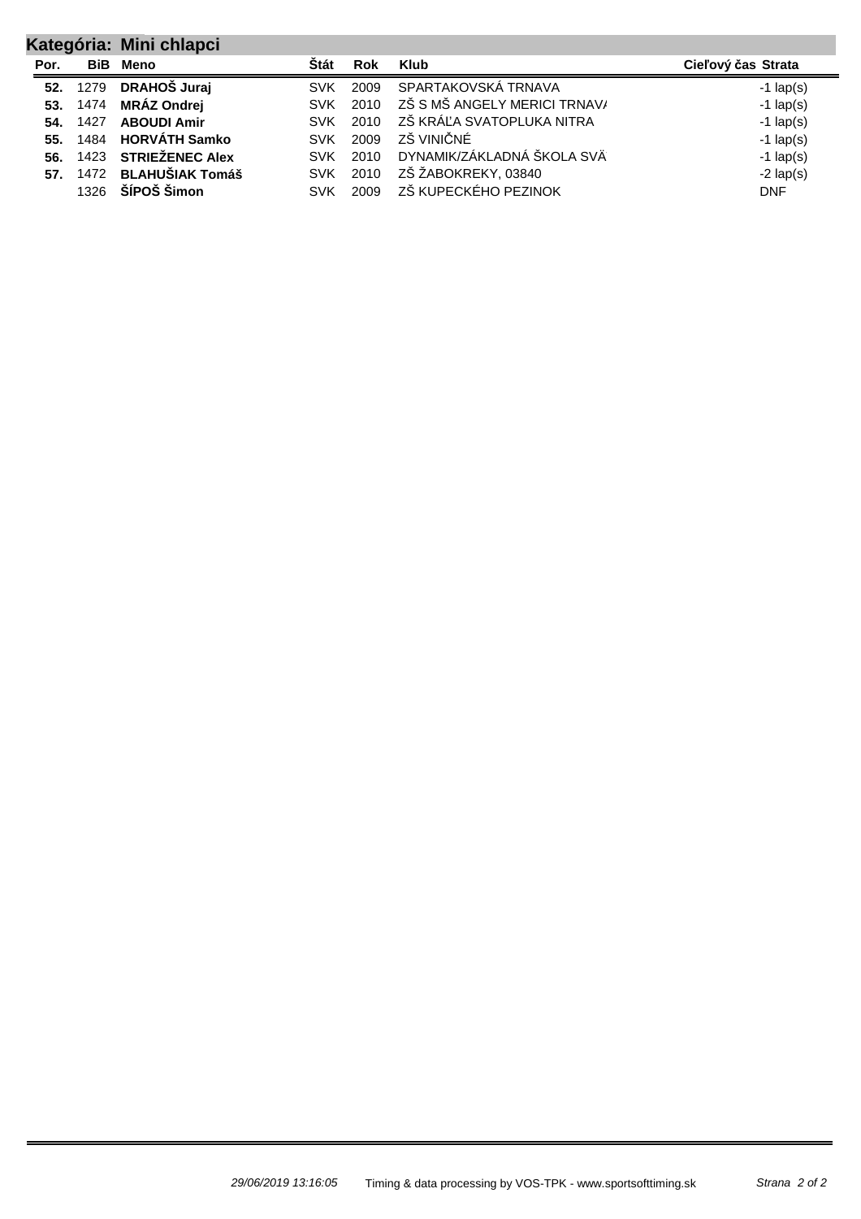## Kategória: Mini chlapci

| Por. | BiB | Meno | Štát | Rok | Klub | Cieľový čas | Strata |
|---|---|---|---|---|---|---|---|
| **52.** | 1279 | **DRAHOŠ Juraj** | SVK | 2009 | SPARTAKOVSKÁ TRNAVA | | -1 lap(s) |
| **53.** | 1474 | **MRÁZ Ondrej** | SVK | 2010 | ZŠ S MŠ ANGELY MERICI TRNAV/ | | -1 lap(s) |
| **54.** | 1427 | **ABOUDI Amir** | SVK | 2010 | ZŠ KRÁĽA SVATOPLUKA NITRA | | -1 lap(s) |
| **55.** | 1484 | **HORVÁTH Samko** | SVK | 2009 | ZŠ VINIČNÉ | | -1 lap(s) |
| **56.** | 1423 | **STRIEŽENEC Alex** | SVK | 2010 | DYNAMIK/ZÁKLADNÁ ŠKOLA SVÄ | | -1 lap(s) |
| **57.** | 1472 | **BLAHUŠIAK Tomáš** | SVK | 2010 | ZŠ ŽABOKREKY, 03840 | | -2 lap(s) |
| | 1326 | **ŠÍPOŠ Šimon** | SVK | 2009 | ZŠ KUPECKÉHO PEZINOK | | DNF |

*29/06/2019 13:16:05* Timing & data processing by VOS-TPK - www.sportsofttiming.sk